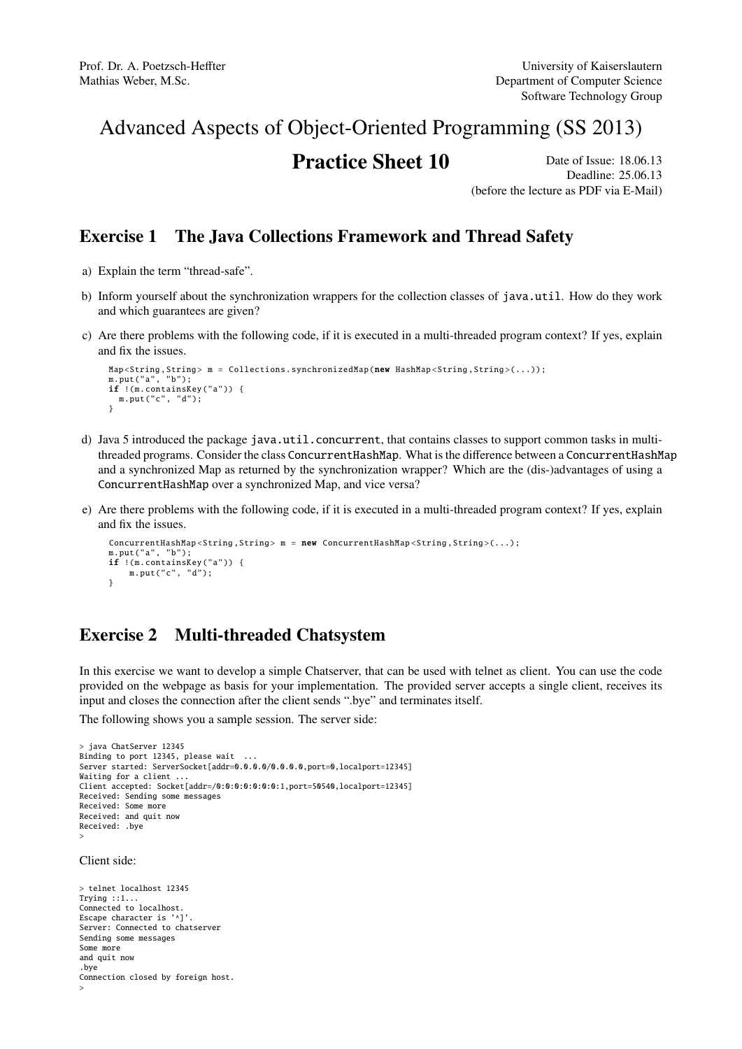Prof. Dr. A. Poetzsch-Heffter
Mathias Weber, M.Sc.

University of Kaiserslautern
Department of Computer Science
Software Technology Group

# Advanced Aspects of Object-Oriented Programming (SS 2013)

## Practice Sheet 10

Date of Issue: 18.06.13
Deadline: 25.06.13
(before the lecture as PDF via E-Mail)

## Exercise 1 The Java Collections Framework and Thread Safety

a) Explain the term "thread-safe".

b) Inform yourself about the synchronization wrappers for the collection classes of `java.util`. How do they work and which guarantees are given?

c) Are there problems with the following code, if it is executed in a multi-threaded program context? If yes, explain and fix the issues.

```
Map<String,String> m = Collections.synchronizedMap(new HashMap<String,String>(...));
m.put("a", "b");
if !(m.containsKey("a")) {
  m.put("c", "d");
}
```

d) Java 5 introduced the package `java.util.concurrent`, that contains classes to support common tasks in multi-threaded programs. Consider the class `ConcurrentHashMap`. What is the difference between a `ConcurrentHashMap` and a synchronized Map as returned by the synchronization wrapper? Which are the (dis-)advantages of using a `ConcurrentHashMap` over a synchronized Map, and vice versa?

e) Are there problems with the following code, if it is executed in a multi-threaded program context? If yes, explain and fix the issues.

```
ConcurrentHashMap<String,String> m = new ConcurrentHashMap<String,String>(...);
m.put("a", "b");
if !(m.containsKey("a")) {
    m.put("c", "d");
}
```

## Exercise 2 Multi-threaded Chatsystem

In this exercise we want to develop a simple Chatserver, that can be used with telnet as client. You can use the code provided on the webpage as basis for your implementation. The provided server accepts a single client, receives its input and closes the connection after the client sends ".bye" and terminates itself.

The following shows you a sample session. The server side:

```
> java ChatServer 12345
Binding to port 12345, please wait  ...
Server started: ServerSocket[addr=0.0.0.0/0.0.0.0,port=0,localport=12345]
Waiting for a client ...
Client accepted: Socket[addr=/0:0:0:0:0:0:0:1,port=50540,localport=12345]
Received: Sending some messages
Received: Some more
Received: and quit now
Received: .bye
>
```

Client side:

```
> telnet localhost 12345
Trying ::1...
Connected to localhost.
Escape character is '^]'.
Server: Connected to chatserver
Sending some messages
Some more
and quit now
.bye
Connection closed by foreign host.
>
```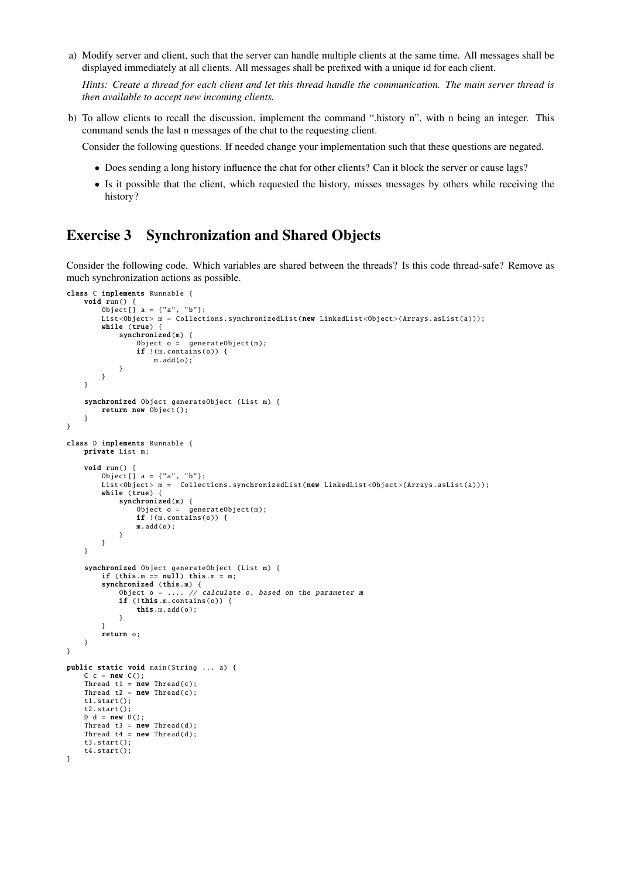a) Modify server and client, such that the server can handle multiple clients at the same time. All messages shall be displayed immediately at all clients. All messages shall be prefixed with a unique id for each client.

   *Hints: Create a thread for each client and let this thread handle the communication. The main server thread is then available to accept new incoming clients.*

b) To allow clients to recall the discussion, implement the command ".history n", with n being an integer. This command sends the last n messages of the chat to the requesting client.

   Consider the following questions. If needed change your implementation such that these questions are negated.

   - Does sending a long history influence the chat for other clients? Can it block the server or cause lags?
   - Is it possible that the client, which requested the history, misses messages by others while receiving the history?

## Exercise 3 Synchronization and Shared Objects

Consider the following code. Which variables are shared between the threads? Is this code thread-safe? Remove as much synchronization actions as possible.

```
class C implements Runnable {
    void run() {
        Object[] a = {"a", "b"};
        List<Object> m = Collections.synchronizedList(new LinkedList<Object>(Arrays.asList(a)));
        while (true) {
            synchronized(m) {
                Object o =  generateObject(m);
                if !(m.contains(o)) {
                    m.add(o);
                }
            }
        }
    }

    synchronized Object generateObject (List m) {
        return new Object();
    }
}

class D implements Runnable {
    private List m;

    void run() {
        Object[] a = {"a", "b"};
        List<Object> m =  Collections.synchronizedList(new LinkedList<Object>(Arrays.asList(a)));
        while (true) {
            synchronized(m) {
                Object o =  generateObject(m);
                if !(m.contains(o)) {
                m.add(o);
                }
            }
        }
    }

    synchronized Object generateObject (List m) {
        if (this.m == null) this.m = m;
        synchronized (this.m) {
            Object o = .... // calculate o, based on the parameter m
            if (!this.m.contains(o)) {
                this.m.add(o);
            }
        }
        return o;
    }
}

public static void main(String ... a) {
    C c = new C();
    Thread t1 = new Thread(c);
    Thread t2 = new Thread(c);
    t1.start();
    t2.start();
    D d = new D();
    Thread t3 = new Thread(d);
    Thread t4 = new Thread(d);
    t3.start();
    t4.start();
}
```